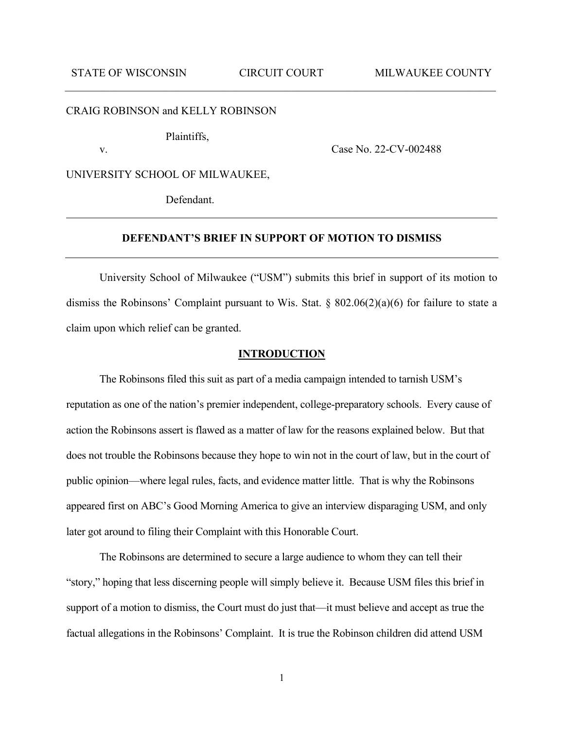STATE OF WISCONSIN CIRCUIT COURT MILWAUKEE COUNTY

---

CRAIG ROBINSON and KELLY ROBINSON

Plaintiffs,

v. Case No. 22-CV-002488

UNIVERSITY SCHOOL OF MILWAUKEE,

Defendant.

---

**DEFENDANT'S BRIEF IN SUPPORT OF MOTION TO DISMISS**

---

University School of Milwaukee ("USM") submits this brief in support of its motion to dismiss the Robinsons' Complaint pursuant to Wis. Stat. § 802.06(2)(a)(6) for failure to state a claim upon which relief can be granted.

## INTRODUCTION

The Robinsons filed this suit as part of a media campaign intended to tarnish USM's reputation as one of the nation's premier independent, college-preparatory schools. Every cause of action the Robinsons assert is flawed as a matter of law for the reasons explained below. But that does not trouble the Robinsons because they hope to win not in the court of law, but in the court of public opinion—where legal rules, facts, and evidence matter little. That is why the Robinsons appeared first on ABC's Good Morning America to give an interview disparaging USM, and only later got around to filing their Complaint with this Honorable Court.

The Robinsons are determined to secure a large audience to whom they can tell their "story," hoping that less discerning people will simply believe it. Because USM files this brief in support of a motion to dismiss, the Court must do just that—it must believe and accept as true the factual allegations in the Robinsons' Complaint. It is true the Robinson children did attend USM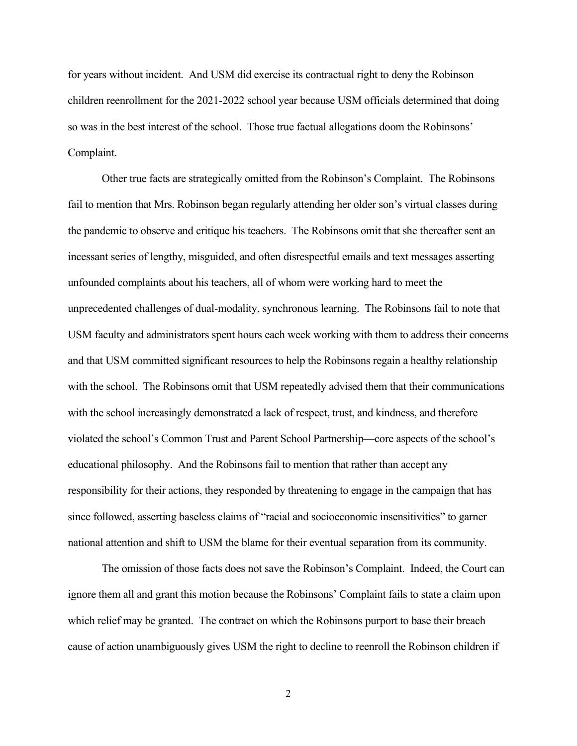for years without incident. And USM did exercise its contractual right to deny the Robinson children reenrollment for the 2021-2022 school year because USM officials determined that doing so was in the best interest of the school. Those true factual allegations doom the Robinsons' Complaint.

Other true facts are strategically omitted from the Robinson's Complaint. The Robinsons fail to mention that Mrs. Robinson began regularly attending her older son's virtual classes during the pandemic to observe and critique his teachers. The Robinsons omit that she thereafter sent an incessant series of lengthy, misguided, and often disrespectful emails and text messages asserting unfounded complaints about his teachers, all of whom were working hard to meet the unprecedented challenges of dual-modality, synchronous learning. The Robinsons fail to note that USM faculty and administrators spent hours each week working with them to address their concerns and that USM committed significant resources to help the Robinsons regain a healthy relationship with the school. The Robinsons omit that USM repeatedly advised them that their communications with the school increasingly demonstrated a lack of respect, trust, and kindness, and therefore violated the school's Common Trust and Parent School Partnership—core aspects of the school's educational philosophy. And the Robinsons fail to mention that rather than accept any responsibility for their actions, they responded by threatening to engage in the campaign that has since followed, asserting baseless claims of "racial and socioeconomic insensitivities" to garner national attention and shift to USM the blame for their eventual separation from its community.

The omission of those facts does not save the Robinson's Complaint. Indeed, the Court can ignore them all and grant this motion because the Robinsons' Complaint fails to state a claim upon which relief may be granted. The contract on which the Robinsons purport to base their breach cause of action unambiguously gives USM the right to decline to reenroll the Robinson children if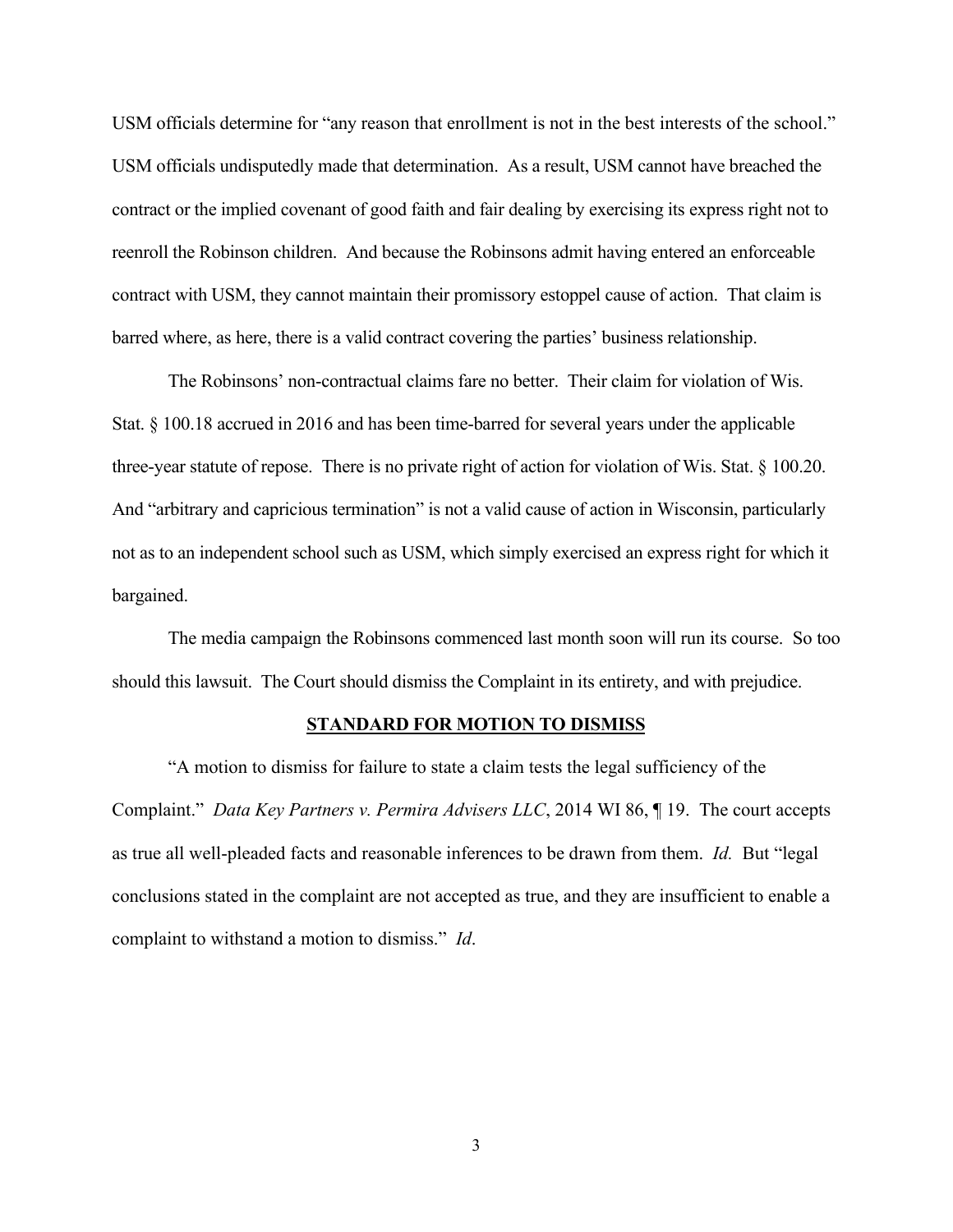USM officials determine for "any reason that enrollment is not in the best interests of the school." USM officials undisputedly made that determination. As a result, USM cannot have breached the contract or the implied covenant of good faith and fair dealing by exercising its express right not to reenroll the Robinson children. And because the Robinsons admit having entered an enforceable contract with USM, they cannot maintain their promissory estoppel cause of action. That claim is barred where, as here, there is a valid contract covering the parties' business relationship.

The Robinsons' non-contractual claims fare no better. Their claim for violation of Wis. Stat. § 100.18 accrued in 2016 and has been time-barred for several years under the applicable three-year statute of repose. There is no private right of action for violation of Wis. Stat. § 100.20. And "arbitrary and capricious termination" is not a valid cause of action in Wisconsin, particularly not as to an independent school such as USM, which simply exercised an express right for which it bargained.

The media campaign the Robinsons commenced last month soon will run its course. So too should this lawsuit. The Court should dismiss the Complaint in its entirety, and with prejudice.

## STANDARD FOR MOTION TO DISMISS

"A motion to dismiss for failure to state a claim tests the legal sufficiency of the Complaint." *Data Key Partners v. Permira Advisers LLC*, 2014 WI 86, ¶ 19. The court accepts as true all well-pleaded facts and reasonable inferences to be drawn from them. *Id.* But "legal conclusions stated in the complaint are not accepted as true, and they are insufficient to enable a complaint to withstand a motion to dismiss." *Id*.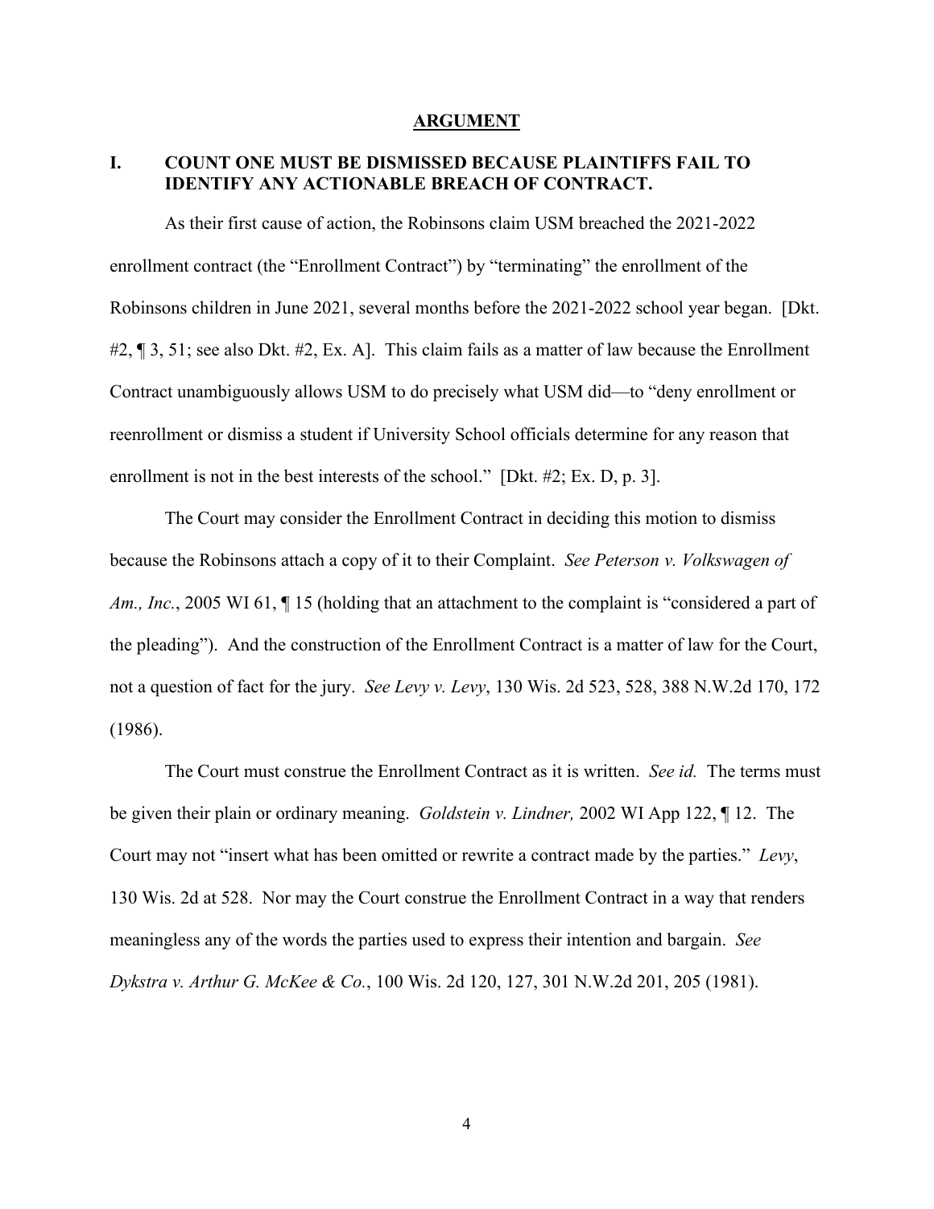## ARGUMENT

### I. COUNT ONE MUST BE DISMISSED BECAUSE PLAINTIFFS FAIL TO IDENTIFY ANY ACTIONABLE BREACH OF CONTRACT.

As their first cause of action, the Robinsons claim USM breached the 2021-2022 enrollment contract (the "Enrollment Contract") by "terminating" the enrollment of the Robinsons children in June 2021, several months before the 2021-2022 school year began. [Dkt. #2, ¶ 3, 51; see also Dkt. #2, Ex. A]. This claim fails as a matter of law because the Enrollment Contract unambiguously allows USM to do precisely what USM did—to "deny enrollment or reenrollment or dismiss a student if University School officials determine for any reason that enrollment is not in the best interests of the school." [Dkt. #2; Ex. D, p. 3].

The Court may consider the Enrollment Contract in deciding this motion to dismiss because the Robinsons attach a copy of it to their Complaint. *See Peterson v. Volkswagen of Am., Inc.*, 2005 WI 61, ¶ 15 (holding that an attachment to the complaint is "considered a part of the pleading"). And the construction of the Enrollment Contract is a matter of law for the Court, not a question of fact for the jury. *See Levy v. Levy*, 130 Wis. 2d 523, 528, 388 N.W.2d 170, 172 (1986).

The Court must construe the Enrollment Contract as it is written. *See id.* The terms must be given their plain or ordinary meaning. *Goldstein v. Lindner,* 2002 WI App 122, ¶ 12. The Court may not "insert what has been omitted or rewrite a contract made by the parties." *Levy*, 130 Wis. 2d at 528. Nor may the Court construe the Enrollment Contract in a way that renders meaningless any of the words the parties used to express their intention and bargain. *See Dykstra v. Arthur G. McKee & Co.*, 100 Wis. 2d 120, 127, 301 N.W.2d 201, 205 (1981).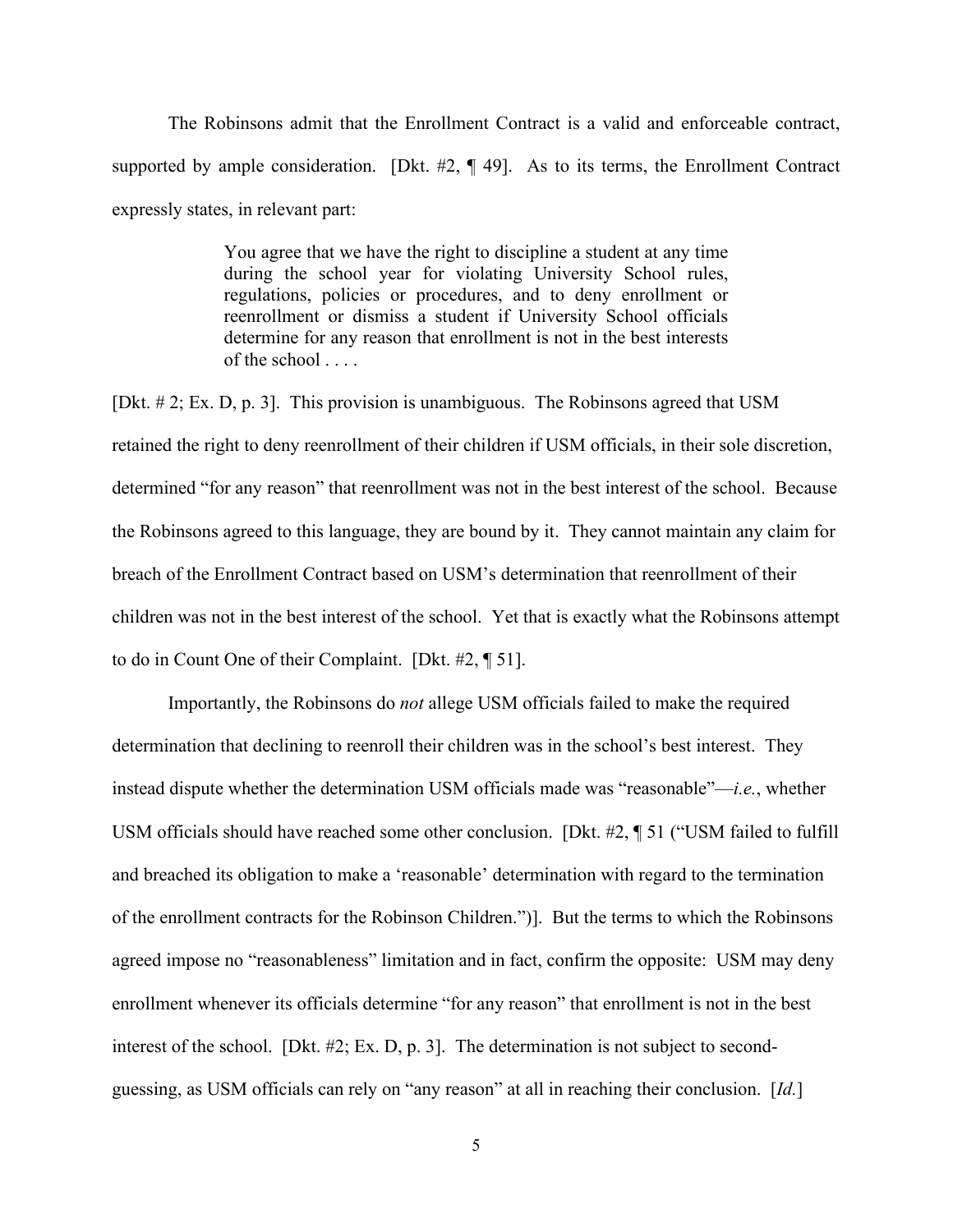The Robinsons admit that the Enrollment Contract is a valid and enforceable contract, supported by ample consideration. [Dkt. #2, ¶ 49]. As to its terms, the Enrollment Contract expressly states, in relevant part:

> You agree that we have the right to discipline a student at any time during the school year for violating University School rules, regulations, policies or procedures, and to deny enrollment or reenrollment or dismiss a student if University School officials determine for any reason that enrollment is not in the best interests of the school . . . .

[Dkt. # 2; Ex. D, p. 3]. This provision is unambiguous. The Robinsons agreed that USM retained the right to deny reenrollment of their children if USM officials, in their sole discretion, determined "for any reason" that reenrollment was not in the best interest of the school. Because the Robinsons agreed to this language, they are bound by it. They cannot maintain any claim for breach of the Enrollment Contract based on USM's determination that reenrollment of their children was not in the best interest of the school. Yet that is exactly what the Robinsons attempt to do in Count One of their Complaint. [Dkt. #2, ¶ 51].

Importantly, the Robinsons do *not* allege USM officials failed to make the required determination that declining to reenroll their children was in the school's best interest. They instead dispute whether the determination USM officials made was "reasonable"—*i.e.*, whether USM officials should have reached some other conclusion. [Dkt. #2, ¶ 51 ("USM failed to fulfill and breached its obligation to make a 'reasonable' determination with regard to the termination of the enrollment contracts for the Robinson Children.")]. But the terms to which the Robinsons agreed impose no "reasonableness" limitation and in fact, confirm the opposite: USM may deny enrollment whenever its officials determine "for any reason" that enrollment is not in the best interest of the school. [Dkt. #2; Ex. D, p. 3]. The determination is not subject to second-guessing, as USM officials can rely on "any reason" at all in reaching their conclusion. [*Id.*]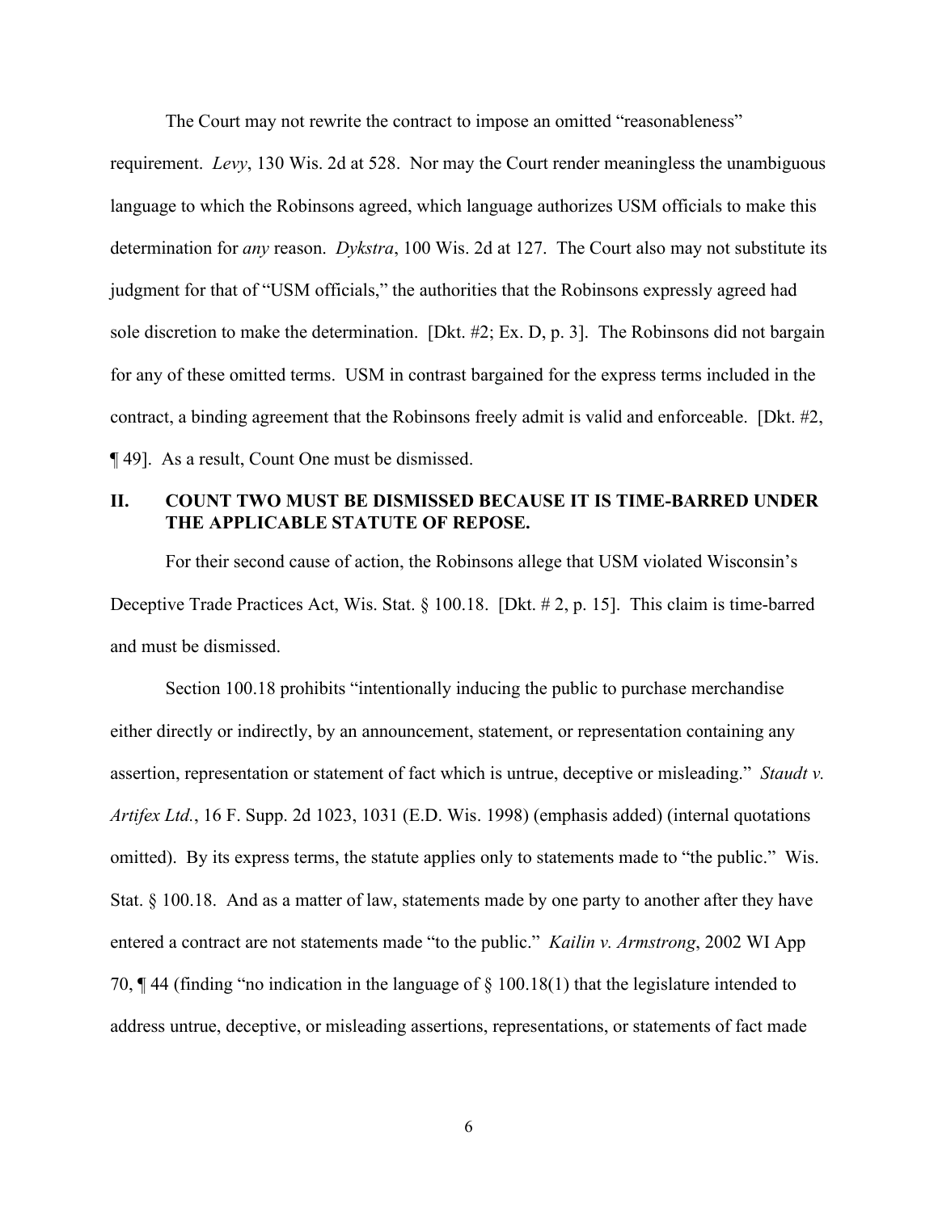The Court may not rewrite the contract to impose an omitted "reasonableness" requirement. *Levy*, 130 Wis. 2d at 528. Nor may the Court render meaningless the unambiguous language to which the Robinsons agreed, which language authorizes USM officials to make this determination for *any* reason. *Dykstra*, 100 Wis. 2d at 127. The Court also may not substitute its judgment for that of "USM officials," the authorities that the Robinsons expressly agreed had sole discretion to make the determination. [Dkt. #2; Ex. D, p. 3]. The Robinsons did not bargain for any of these omitted terms. USM in contrast bargained for the express terms included in the contract, a binding agreement that the Robinsons freely admit is valid and enforceable. [Dkt. #2, ¶ 49]. As a result, Count One must be dismissed.

## II. COUNT TWO MUST BE DISMISSED BECAUSE IT IS TIME-BARRED UNDER THE APPLICABLE STATUTE OF REPOSE.

For their second cause of action, the Robinsons allege that USM violated Wisconsin's Deceptive Trade Practices Act, Wis. Stat. § 100.18. [Dkt. # 2, p. 15]. This claim is time-barred and must be dismissed.

Section 100.18 prohibits "intentionally inducing the public to purchase merchandise either directly or indirectly, by an announcement, statement, or representation containing any assertion, representation or statement of fact which is untrue, deceptive or misleading." *Staudt v. Artifex Ltd.*, 16 F. Supp. 2d 1023, 1031 (E.D. Wis. 1998) (emphasis added) (internal quotations omitted). By its express terms, the statute applies only to statements made to "the public." Wis. Stat. § 100.18. And as a matter of law, statements made by one party to another after they have entered a contract are not statements made "to the public." *Kailin v. Armstrong*, 2002 WI App 70, ¶ 44 (finding "no indication in the language of § 100.18(1) that the legislature intended to address untrue, deceptive, or misleading assertions, representations, or statements of fact made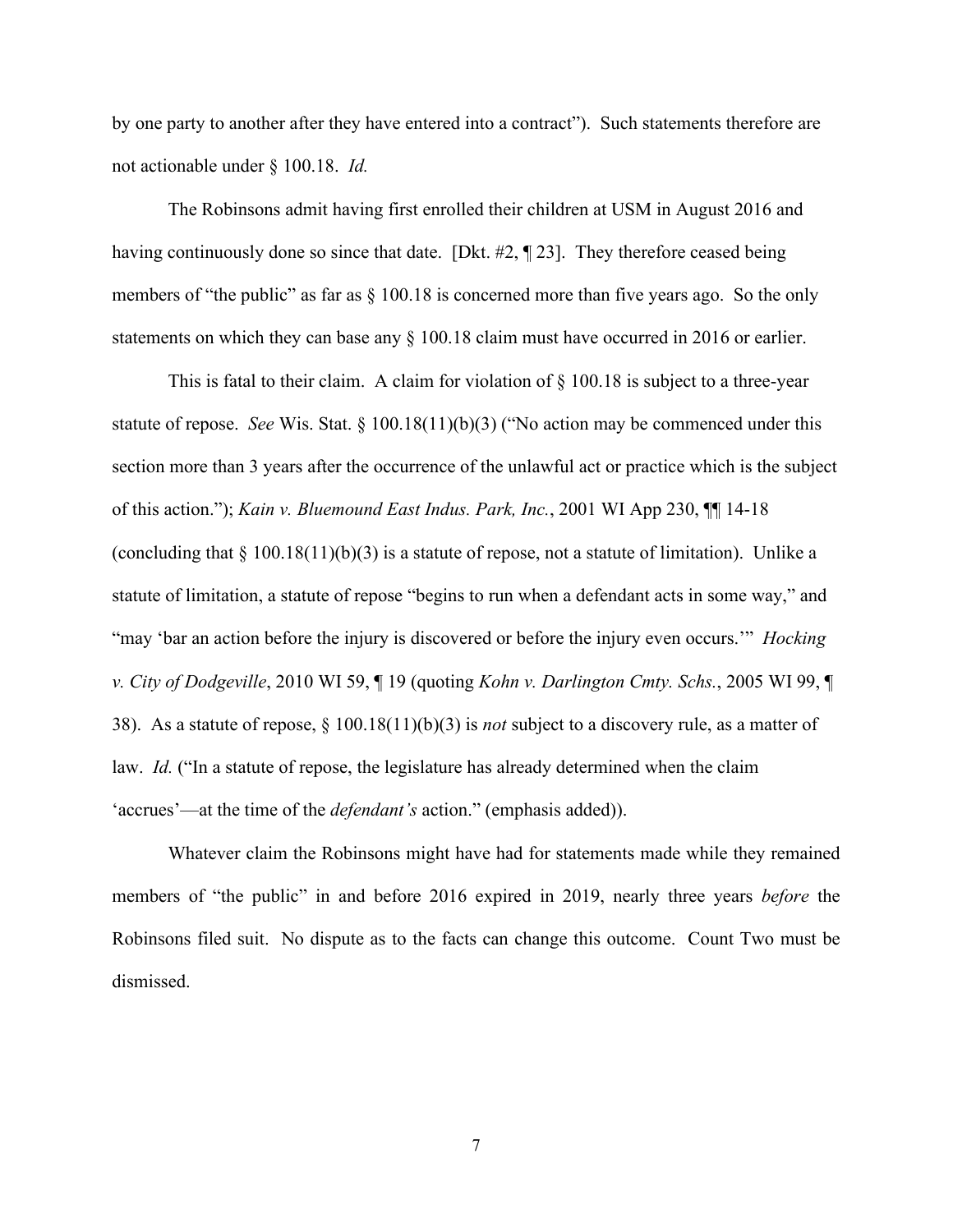by one party to another after they have entered into a contract"). Such statements therefore are not actionable under § 100.18. *Id.*

The Robinsons admit having first enrolled their children at USM in August 2016 and having continuously done so since that date. [Dkt. #2, ¶ 23]. They therefore ceased being members of "the public" as far as § 100.18 is concerned more than five years ago. So the only statements on which they can base any § 100.18 claim must have occurred in 2016 or earlier.

This is fatal to their claim. A claim for violation of § 100.18 is subject to a three-year statute of repose. *See* Wis. Stat. § 100.18(11)(b)(3) ("No action may be commenced under this section more than 3 years after the occurrence of the unlawful act or practice which is the subject of this action."); *Kain v. Bluemound East Indus. Park, Inc.*, 2001 WI App 230, ¶¶ 14-18 (concluding that § 100.18(11)(b)(3) is a statute of repose, not a statute of limitation). Unlike a statute of limitation, a statute of repose "begins to run when a defendant acts in some way," and "may 'bar an action before the injury is discovered or before the injury even occurs.'" *Hocking v. City of Dodgeville*, 2010 WI 59, ¶ 19 (quoting *Kohn v. Darlington Cmty. Schs.*, 2005 WI 99, ¶ 38). As a statute of repose, § 100.18(11)(b)(3) is *not* subject to a discovery rule, as a matter of law. *Id.* ("In a statute of repose, the legislature has already determined when the claim 'accrues'—at the time of the *defendant's* action." (emphasis added)).

Whatever claim the Robinsons might have had for statements made while they remained members of "the public" in and before 2016 expired in 2019, nearly three years *before* the Robinsons filed suit. No dispute as to the facts can change this outcome. Count Two must be dismissed.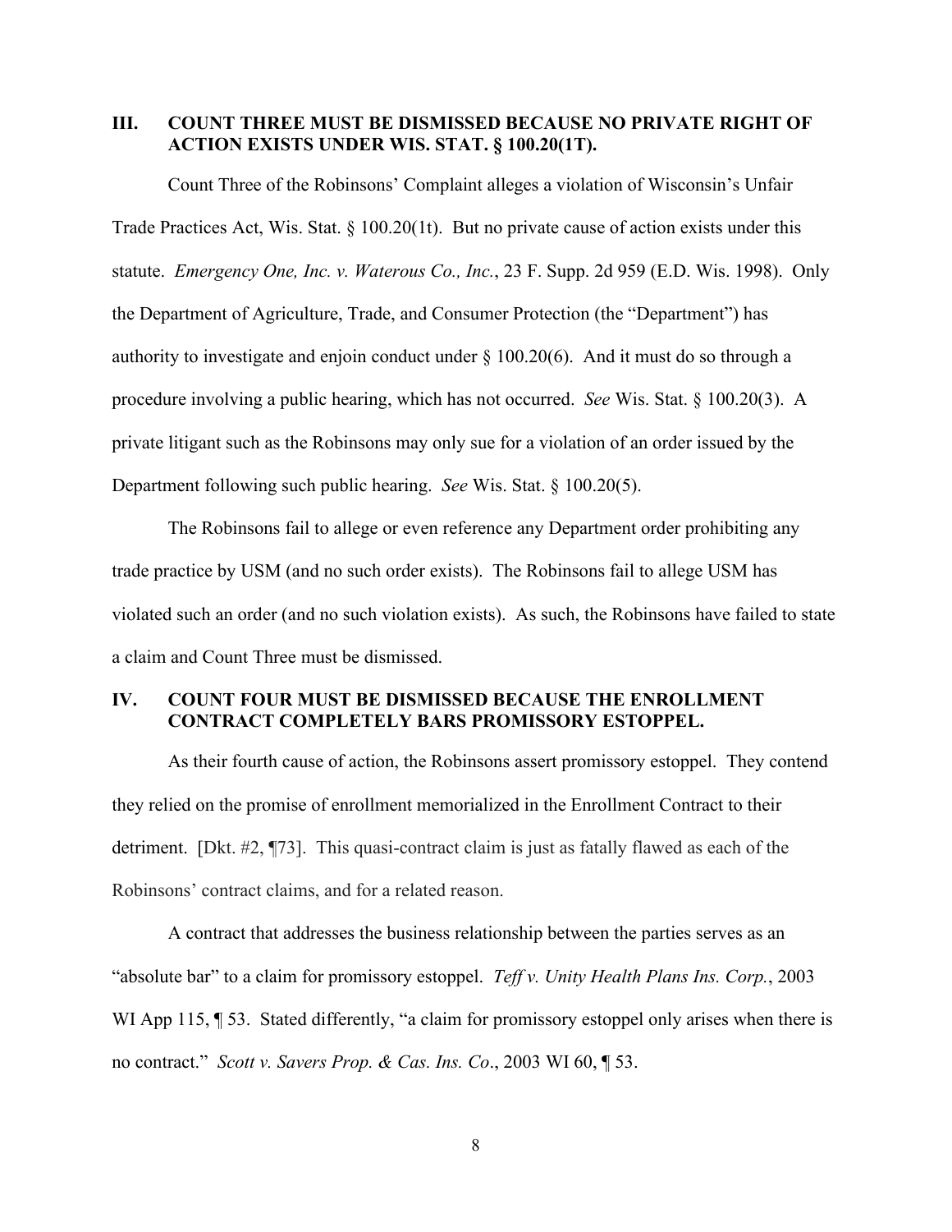## III. COUNT THREE MUST BE DISMISSED BECAUSE NO PRIVATE RIGHT OF ACTION EXISTS UNDER WIS. STAT. § 100.20(1T).

Count Three of the Robinsons' Complaint alleges a violation of Wisconsin's Unfair Trade Practices Act, Wis. Stat. § 100.20(1t). But no private cause of action exists under this statute. *Emergency One, Inc. v. Waterous Co., Inc.*, 23 F. Supp. 2d 959 (E.D. Wis. 1998). Only the Department of Agriculture, Trade, and Consumer Protection (the "Department") has authority to investigate and enjoin conduct under § 100.20(6). And it must do so through a procedure involving a public hearing, which has not occurred. *See* Wis. Stat. § 100.20(3). A private litigant such as the Robinsons may only sue for a violation of an order issued by the Department following such public hearing. *See* Wis. Stat. § 100.20(5).

The Robinsons fail to allege or even reference any Department order prohibiting any trade practice by USM (and no such order exists). The Robinsons fail to allege USM has violated such an order (and no such violation exists). As such, the Robinsons have failed to state a claim and Count Three must be dismissed.

## IV. COUNT FOUR MUST BE DISMISSED BECAUSE THE ENROLLMENT CONTRACT COMPLETELY BARS PROMISSORY ESTOPPEL.

As their fourth cause of action, the Robinsons assert promissory estoppel. They contend they relied on the promise of enrollment memorialized in the Enrollment Contract to their detriment. [Dkt. #2, ¶73]. This quasi-contract claim is just as fatally flawed as each of the Robinsons' contract claims, and for a related reason.

A contract that addresses the business relationship between the parties serves as an "absolute bar" to a claim for promissory estoppel. *Teff v. Unity Health Plans Ins. Corp.*, 2003 WI App 115, ¶ 53. Stated differently, "a claim for promissory estoppel only arises when there is no contract." *Scott v. Savers Prop. & Cas. Ins. Co*., 2003 WI 60, ¶ 53.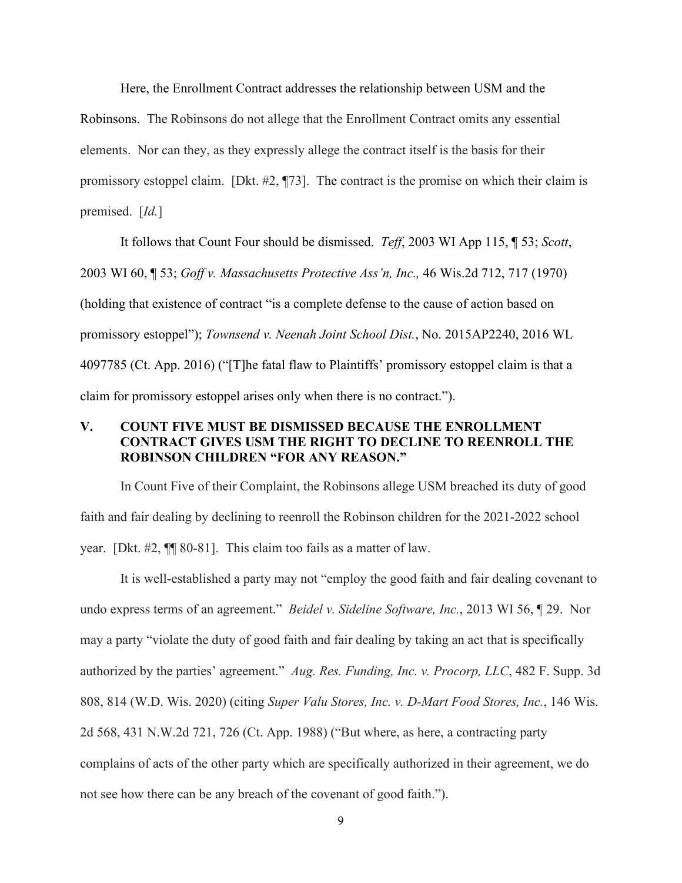Here, the Enrollment Contract addresses the relationship between USM and the Robinsons. The Robinsons do not allege that the Enrollment Contract omits any essential elements. Nor can they, as they expressly allege the contract itself is the basis for their promissory estoppel claim. [Dkt. #2, ¶73]. The contract is the promise on which their claim is premised. [*Id.*]

It follows that Count Four should be dismissed. *Teff*, 2003 WI App 115, ¶ 53; *Scott*, 2003 WI 60, ¶ 53; *Goff v. Massachusetts Protective Ass'n, Inc.,* 46 Wis.2d 712, 717 (1970) (holding that existence of contract "is a complete defense to the cause of action based on promissory estoppel"); *Townsend v. Neenah Joint School Dist.*, No. 2015AP2240, 2016 WL 4097785 (Ct. App. 2016) ("[T]he fatal flaw to Plaintiffs' promissory estoppel claim is that a claim for promissory estoppel arises only when there is no contract.").

## V. COUNT FIVE MUST BE DISMISSED BECAUSE THE ENROLLMENT CONTRACT GIVES USM THE RIGHT TO DECLINE TO REENROLL THE ROBINSON CHILDREN "FOR ANY REASON."

In Count Five of their Complaint, the Robinsons allege USM breached its duty of good faith and fair dealing by declining to reenroll the Robinson children for the 2021-2022 school year. [Dkt. #2, ¶¶ 80-81]. This claim too fails as a matter of law.

It is well-established a party may not "employ the good faith and fair dealing covenant to undo express terms of an agreement." *Beidel v. Sideline Software, Inc.*, 2013 WI 56, ¶ 29. Nor may a party "violate the duty of good faith and fair dealing by taking an act that is specifically authorized by the parties' agreement." *Aug. Res. Funding, Inc. v. Procorp, LLC*, 482 F. Supp. 3d 808, 814 (W.D. Wis. 2020) (citing *Super Valu Stores, Inc. v. D-Mart Food Stores, Inc.*, 146 Wis. 2d 568, 431 N.W.2d 721, 726 (Ct. App. 1988) ("But where, as here, a contracting party complains of acts of the other party which are specifically authorized in their agreement, we do not see how there can be any breach of the covenant of good faith.").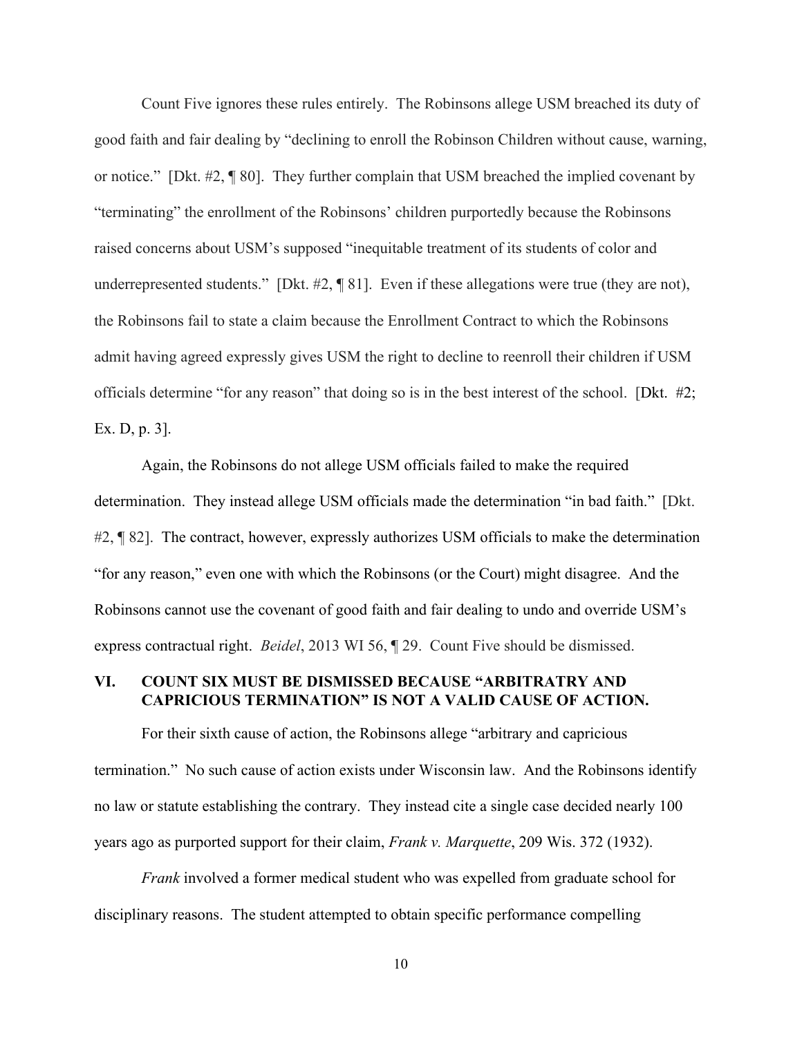Count Five ignores these rules entirely. The Robinsons allege USM breached its duty of good faith and fair dealing by "declining to enroll the Robinson Children without cause, warning, or notice." [Dkt. #2, ¶ 80]. They further complain that USM breached the implied covenant by "terminating" the enrollment of the Robinsons' children purportedly because the Robinsons raised concerns about USM's supposed "inequitable treatment of its students of color and underrepresented students." [Dkt. #2, ¶ 81]. Even if these allegations were true (they are not), the Robinsons fail to state a claim because the Enrollment Contract to which the Robinsons admit having agreed expressly gives USM the right to decline to reenroll their children if USM officials determine "for any reason" that doing so is in the best interest of the school. [Dkt. #2; Ex. D, p. 3].

Again, the Robinsons do not allege USM officials failed to make the required determination. They instead allege USM officials made the determination "in bad faith." [Dkt. #2, ¶ 82]. The contract, however, expressly authorizes USM officials to make the determination "for any reason," even one with which the Robinsons (or the Court) might disagree. And the Robinsons cannot use the covenant of good faith and fair dealing to undo and override USM's express contractual right. *Beidel*, 2013 WI 56, ¶ 29. Count Five should be dismissed.

## VI. COUNT SIX MUST BE DISMISSED BECAUSE "ARBITRATRY AND CAPRICIOUS TERMINATION" IS NOT A VALID CAUSE OF ACTION.

For their sixth cause of action, the Robinsons allege "arbitrary and capricious termination." No such cause of action exists under Wisconsin law. And the Robinsons identify no law or statute establishing the contrary. They instead cite a single case decided nearly 100 years ago as purported support for their claim, *Frank v. Marquette*, 209 Wis. 372 (1932).

*Frank* involved a former medical student who was expelled from graduate school for disciplinary reasons. The student attempted to obtain specific performance compelling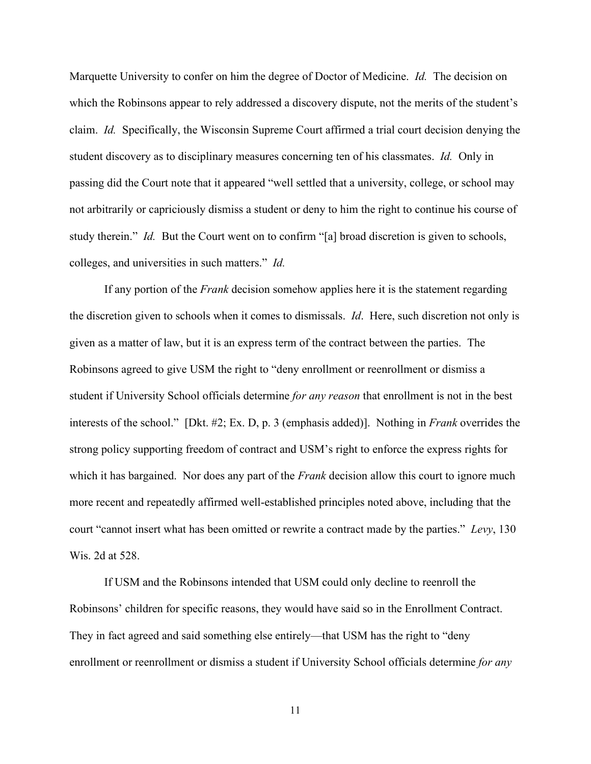Marquette University to confer on him the degree of Doctor of Medicine. *Id.* The decision on which the Robinsons appear to rely addressed a discovery dispute, not the merits of the student's claim. *Id.* Specifically, the Wisconsin Supreme Court affirmed a trial court decision denying the student discovery as to disciplinary measures concerning ten of his classmates. *Id.* Only in passing did the Court note that it appeared "well settled that a university, college, or school may not arbitrarily or capriciously dismiss a student or deny to him the right to continue his course of study therein." *Id.* But the Court went on to confirm "[a] broad discretion is given to schools, colleges, and universities in such matters." *Id.*

If any portion of the *Frank* decision somehow applies here it is the statement regarding the discretion given to schools when it comes to dismissals. *Id*. Here, such discretion not only is given as a matter of law, but it is an express term of the contract between the parties. The Robinsons agreed to give USM the right to "deny enrollment or reenrollment or dismiss a student if University School officials determine *for any reason* that enrollment is not in the best interests of the school." [Dkt. #2; Ex. D, p. 3 (emphasis added)]. Nothing in *Frank* overrides the strong policy supporting freedom of contract and USM's right to enforce the express rights for which it has bargained. Nor does any part of the *Frank* decision allow this court to ignore much more recent and repeatedly affirmed well-established principles noted above, including that the court "cannot insert what has been omitted or rewrite a contract made by the parties." *Levy*, 130 Wis. 2d at 528.

If USM and the Robinsons intended that USM could only decline to reenroll the Robinsons' children for specific reasons, they would have said so in the Enrollment Contract. They in fact agreed and said something else entirely—that USM has the right to "deny enrollment or reenrollment or dismiss a student if University School officials determine *for any*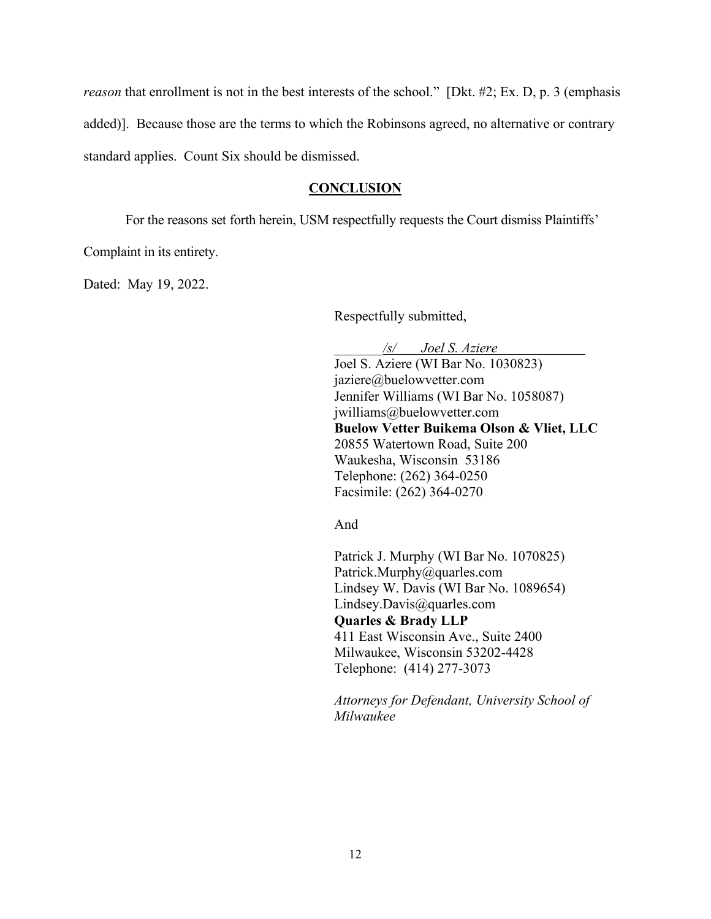*reason* that enrollment is not in the best interests of the school." [Dkt. #2; Ex. D, p. 3 (emphasis added)]. Because those are the terms to which the Robinsons agreed, no alternative or contrary standard applies. Count Six should be dismissed.

## CONCLUSION

For the reasons set forth herein, USM respectfully requests the Court dismiss Plaintiffs' Complaint in its entirety.

Dated: May 19, 2022.

Respectfully submitted,

*/s/ Joel S. Aziere*
Joel S. Aziere (WI Bar No. 1030823)
jaziere@buelowvetter.com
Jennifer Williams (WI Bar No. 1058087)
jwilliams@buelowvetter.com
**Buelow Vetter Buikema Olson & Vliet, LLC**
20855 Watertown Road, Suite 200
Waukesha, Wisconsin 53186
Telephone: (262) 364-0250
Facsimile: (262) 364-0270

And

Patrick J. Murphy (WI Bar No. 1070825)
Patrick.Murphy@quarles.com
Lindsey W. Davis (WI Bar No. 1089654)
Lindsey.Davis@quarles.com
**Quarles & Brady LLP**
411 East Wisconsin Ave., Suite 2400
Milwaukee, Wisconsin 53202-4428
Telephone: (414) 277-3073

*Attorneys for Defendant, University School of Milwaukee*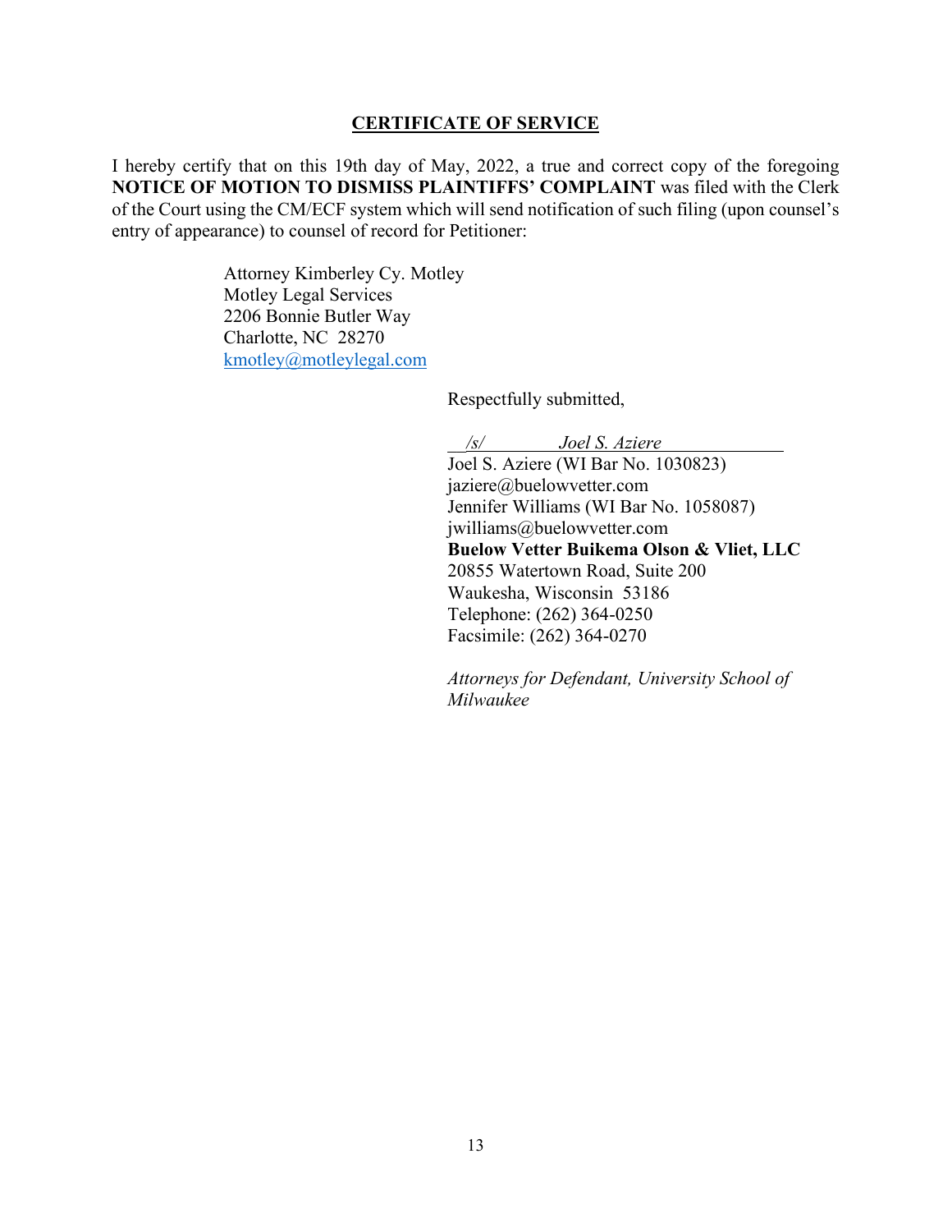**CERTIFICATE OF SERVICE**

I hereby certify that on this 19th day of May, 2022, a true and correct copy of the foregoing **NOTICE OF MOTION TO DISMISS PLAINTIFFS' COMPLAINT** was filed with the Clerk of the Court using the CM/ECF system which will send notification of such filing (upon counsel's entry of appearance) to counsel of record for Petitioner:

Attorney Kimberley Cy. Motley
Motley Legal Services
2206 Bonnie Butler Way
Charlotte, NC 28270
kmotley@motleylegal.com

Respectfully submitted,

*/s/ Joel S. Aziere*
Joel S. Aziere (WI Bar No. 1030823)
jaziere@buelowvetter.com
Jennifer Williams (WI Bar No. 1058087)
jwilliams@buelowvetter.com
**Buelow Vetter Buikema Olson & Vliet, LLC**
20855 Watertown Road, Suite 200
Waukesha, Wisconsin 53186
Telephone: (262) 364-0250
Facsimile: (262) 364-0270

*Attorneys for Defendant, University School of Milwaukee*